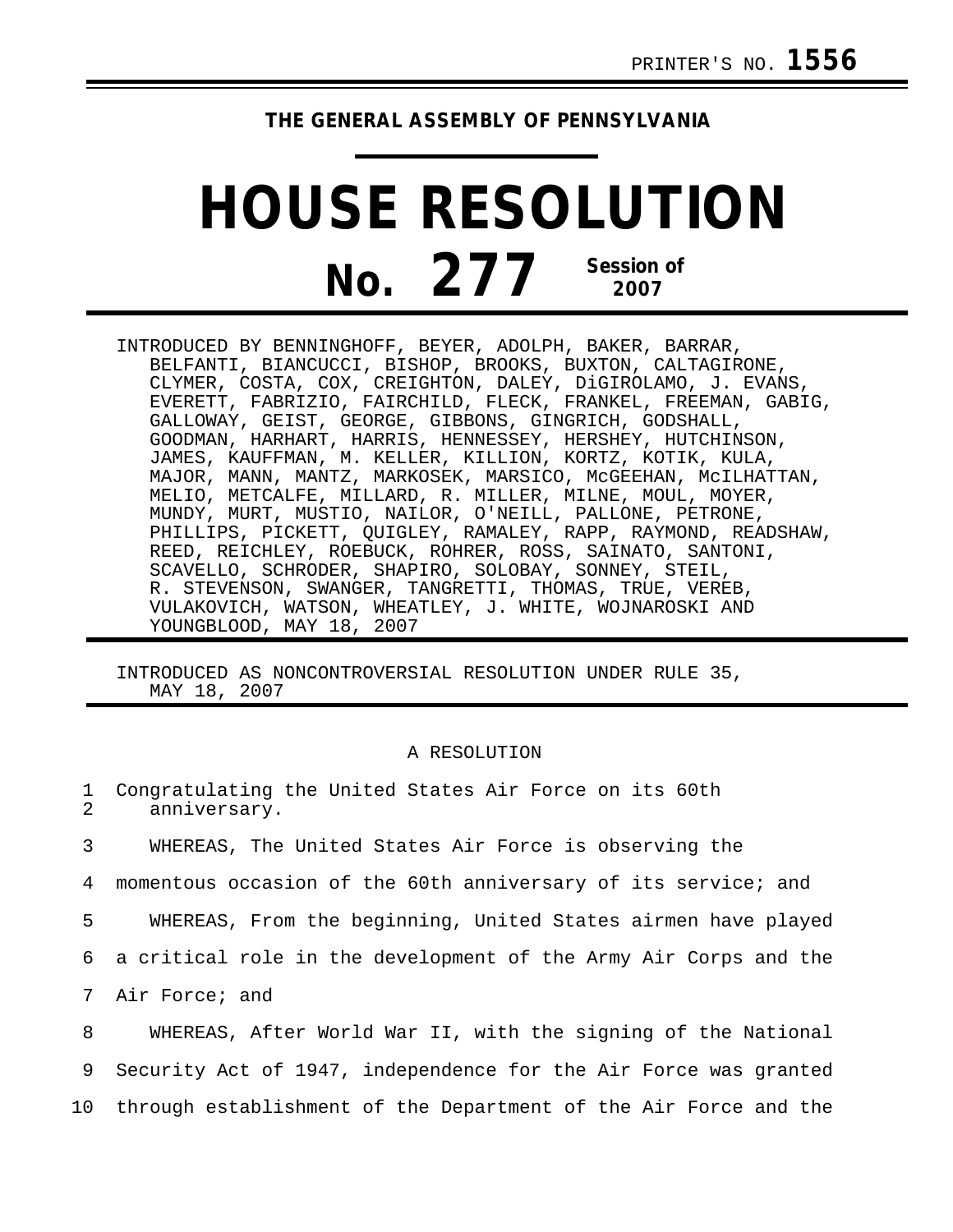PRINTER'S NO. **1556**

**THE GENERAL ASSEMBLY OF PENNSYLVANIA**

# HOUSE RESOLUTION

## No. 277 Session of 2007

INTRODUCED BY BENNINGHOFF, BEYER, ADOLPH, BAKER, BARRAR, BELFANTI, BIANCUCCI, BISHOP, BROOKS, BUXTON, CALTAGIRONE, CLYMER, COSTA, COX, CREIGHTON, DALEY, DiGIROLAMO, J. EVANS, EVERETT, FABRIZIO, FAIRCHILD, FLECK, FRANKEL, FREEMAN, GABIG, GALLOWAY, GEIST, GEORGE, GIBBONS, GINGRICH, GODSHALL, GOODMAN, HARHART, HARRIS, HENNESSEY, HERSHEY, HUTCHINSON, JAMES, KAUFFMAN, M. KELLER, KILLION, KORTZ, KOTIK, KULA, MAJOR, MANN, MANTZ, MARKOSEK, MARSICO, McGEEHAN, McILHATTAN, MELIO, METCALFE, MILLARD, R. MILLER, MILNE, MOUL, MOYER, MUNDY, MURT, MUSTIO, NAILOR, O'NEILL, PALLONE, PETRONE, PHILLIPS, PICKETT, QUIGLEY, RAMALEY, RAPP, RAYMOND, READSHAW, REED, REICHLEY, ROEBUCK, ROHRER, ROSS, SAINATO, SANTONI, SCAVELLO, SCHRODER, SHAPIRO, SOLOBAY, SONNEY, STEIL, R. STEVENSON, SWANGER, TANGRETTI, THOMAS, TRUE, VEREB, VULAKOVICH, WATSON, WHEATLEY, J. WHITE, WOJNAROSKI AND YOUNGBLOOD, MAY 18, 2007

INTRODUCED AS NONCONTROVERSIAL RESOLUTION UNDER RULE 35, MAY 18, 2007

A RESOLUTION

1 Congratulating the United States Air Force on its 60th
2 anniversary.

3 WHEREAS, The United States Air Force is observing the
4 momentous occasion of the 60th anniversary of its service; and
5 WHEREAS, From the beginning, United States airmen have played
6 a critical role in the development of the Army Air Corps and the
7 Air Force; and
8 WHEREAS, After World War II, with the signing of the National
9 Security Act of 1947, independence for the Air Force was granted
10 through establishment of the Department of the Air Force and the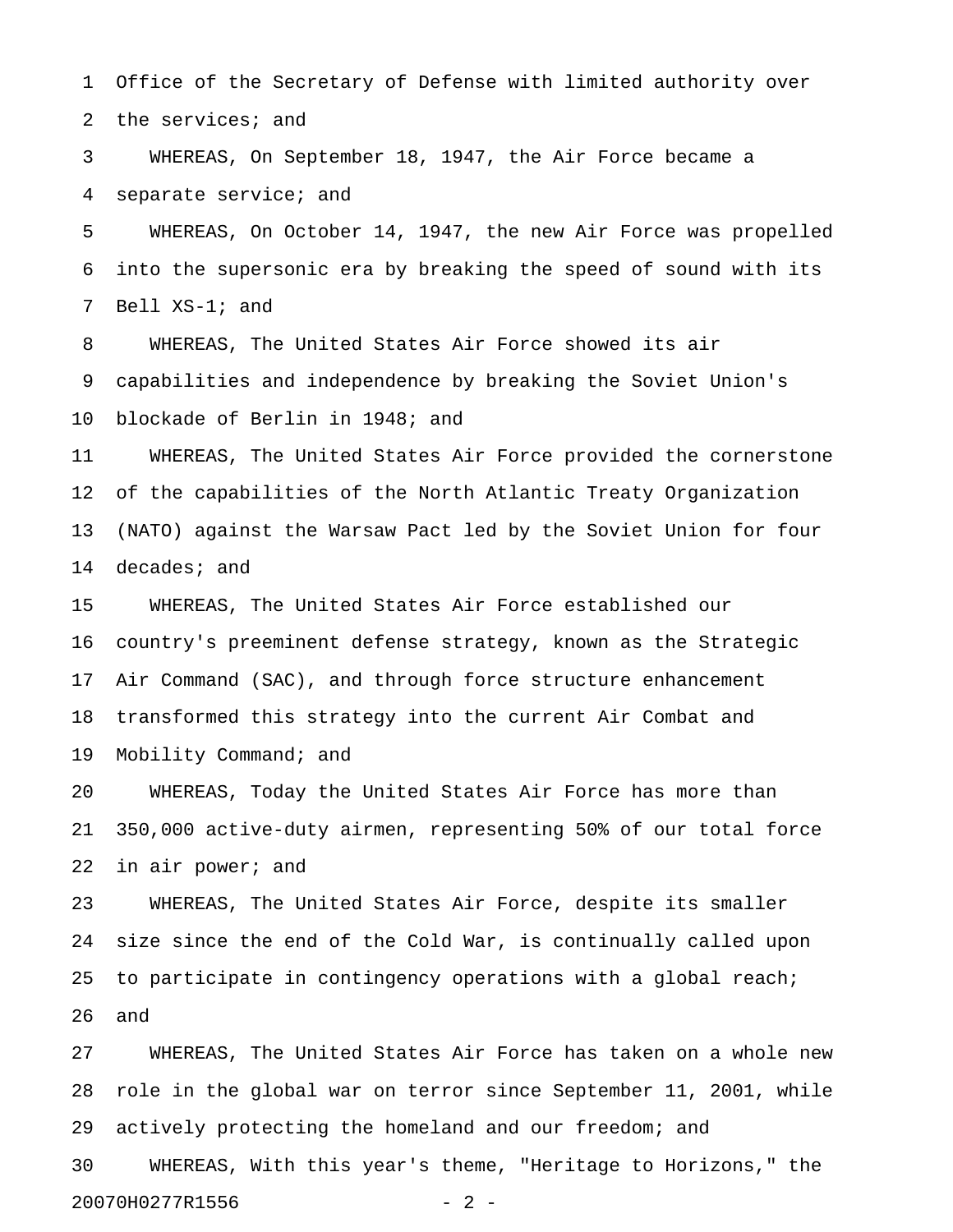Office of the Secretary of Defense with limited authority over the services; and

WHEREAS, On September 18, 1947, the Air Force became a separate service; and

WHEREAS, On October 14, 1947, the new Air Force was propelled into the supersonic era by breaking the speed of sound with its Bell XS-1; and

WHEREAS, The United States Air Force showed its air capabilities and independence by breaking the Soviet Union's blockade of Berlin in 1948; and

WHEREAS, The United States Air Force provided the cornerstone of the capabilities of the North Atlantic Treaty Organization (NATO) against the Warsaw Pact led by the Soviet Union for four decades; and

WHEREAS, The United States Air Force established our country's preeminent defense strategy, known as the Strategic Air Command (SAC), and through force structure enhancement transformed this strategy into the current Air Combat and Mobility Command; and

WHEREAS, Today the United States Air Force has more than 350,000 active-duty airmen, representing 50% of our total force in air power; and

WHEREAS, The United States Air Force, despite its smaller size since the end of the Cold War, is continually called upon to participate in contingency operations with a global reach; and

WHEREAS, The United States Air Force has taken on a whole new role in the global war on terror since September 11, 2001, while actively protecting the homeland and our freedom; and

WHEREAS, With this year's theme, "Heritage to Horizons," the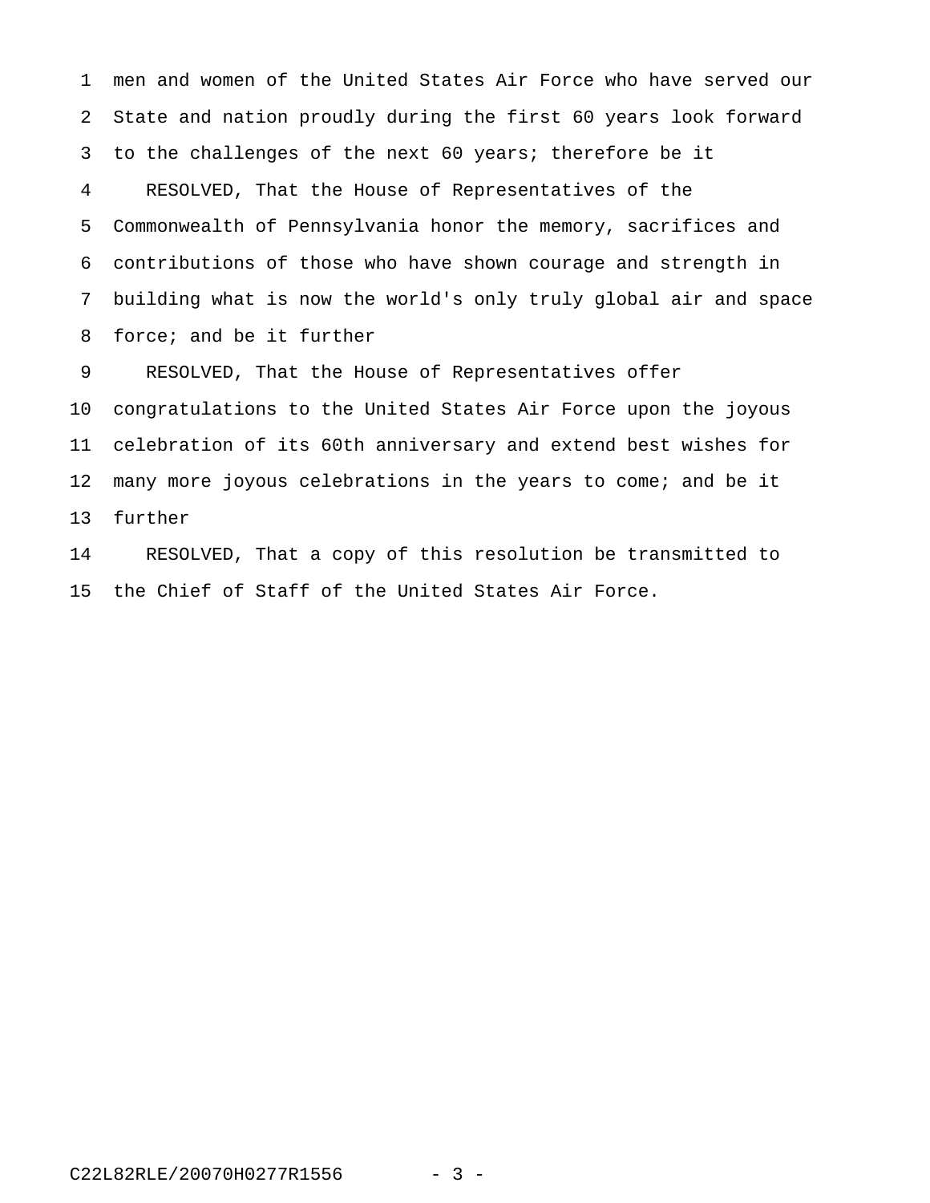men and women of the United States Air Force who have served our State and nation proudly during the first 60 years look forward to the challenges of the next 60 years; therefore be it

RESOLVED, That the House of Representatives of the Commonwealth of Pennsylvania honor the memory, sacrifices and contributions of those who have shown courage and strength in building what is now the world's only truly global air and space force; and be it further

RESOLVED, That the House of Representatives offer congratulations to the United States Air Force upon the joyous celebration of its 60th anniversary and extend best wishes for many more joyous celebrations in the years to come; and be it further

RESOLVED, That a copy of this resolution be transmitted to the Chief of Staff of the United States Air Force.